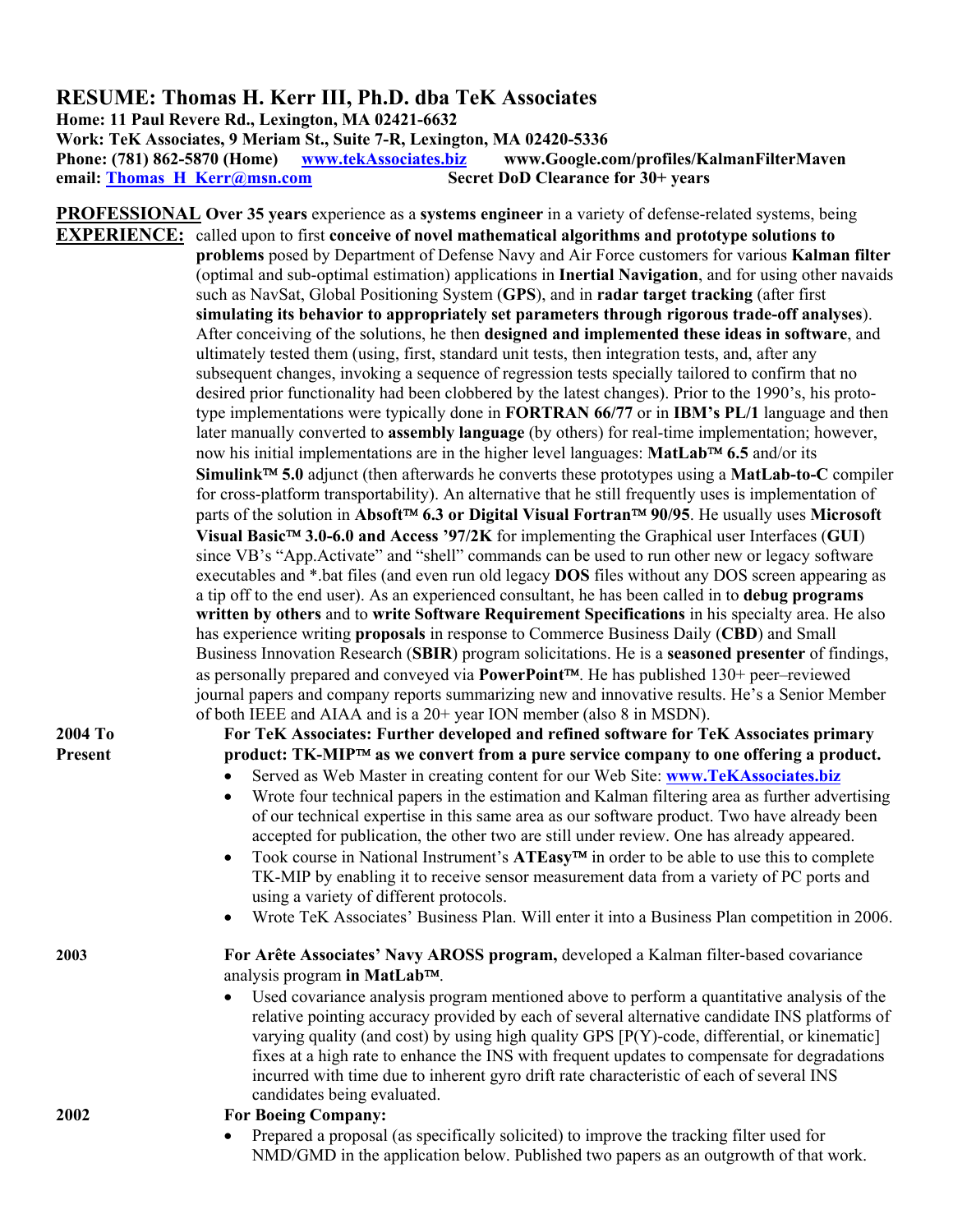# RESUME: Thomas H. Kerr III, Ph.D. dba TeK Associates

**Home: 11 Paul Revere Rd., Lexington, MA 02421-6632**
**Work: TeK Associates, 9 Meriam St., Suite 7-R, Lexington, MA 02420-5336**
**Phone: (781) 862-5870 (Home)** [www.tekAssociates.biz](http://www.tekAssociates.biz) **www.Google.com/profiles/KalmanFilterMaven**
**email:** [Thomas_H_Kerr@msn.com](mailto:Thomas_H_Kerr@msn.com) **Secret DoD Clearance for 30+ years**

## PROFESSIONAL EXPERIENCE:

**Over 35 years** experience as a **systems engineer** in a variety of defense-related systems, being called upon to first **conceive of novel mathematical algorithms and prototype solutions to problems** posed by Department of Defense Navy and Air Force customers for various **Kalman filter** (optimal and sub-optimal estimation) applications in **Inertial Navigation**, and for using other navaids such as NavSat, Global Positioning System (**GPS**), and in **radar target tracking** (after first **simulating its behavior to appropriately set parameters through rigorous trade-off analyses**). After conceiving of the solutions, he then **designed and implemented these ideas in software**, and ultimately tested them (using, first, standard unit tests, then integration tests, and, after any subsequent changes, invoking a sequence of regression tests specially tailored to confirm that no desired prior functionality had been clobbered by the latest changes). Prior to the 1990's, his proto-type implementations were typically done in **FORTRAN 66/77** or in **IBM's PL/1** language and then later manually converted to **assembly language** (by others) for real-time implementation; however, now his initial implementations are in the higher level languages: **MatLab™ 6.5** and/or its **Simulink™ 5.0** adjunct (then afterwards he converts these prototypes using a **MatLab-to-C** compiler for cross-platform transportability). An alternative that he still frequently uses is implementation of parts of the solution in **Absoft™ 6.3 or Digital Visual Fortran™ 90/95**. He usually uses **Microsoft Visual Basic™ 3.0-6.0 and Access '97/2K** for implementing the Graphical user Interfaces (**GUI**) since VB's "App.Activate" and "shell" commands can be used to run other new or legacy software executables and *.bat files (and even run old legacy **DOS** files without any DOS screen appearing as a tip off to the end user). As an experienced consultant, he has been called in to **debug programs written by others** and to **write Software Requirement Specifications** in his specialty area. He also has experience writing **proposals** in response to Commerce Business Daily (**CBD**) and Small Business Innovation Research (**SBIR**) program solicitations. He is a **seasoned presenter** of findings, as personally prepared and conveyed via **PowerPoint™**. He has published 130+ peer–reviewed journal papers and company reports summarizing new and innovative results. He's a Senior Member of both IEEE and AIAA and is a 20+ year ION member (also 8 in MSDN).

**2004 To Present**

**For TeK Associates: Further developed and refined software for TeK Associates primary product: TK-MIP™ as we convert from a pure service company to one offering a product.**

- Served as Web Master in creating content for our Web Site: [www.TeKAssociates.biz](http://www.TeKAssociates.biz)
- Wrote four technical papers in the estimation and Kalman filtering area as further advertising of our technical expertise in this same area as our software product. Two have already been accepted for publication, the other two are still under review. One has already appeared.
- Took course in National Instrument's **ATEasy™** in order to be able to use this to complete TK-MIP by enabling it to receive sensor measurement data from a variety of PC ports and using a variety of different protocols.
- Wrote TeK Associates' Business Plan. Will enter it into a Business Plan competition in 2006.

**2003**

**For Arête Associates' Navy AROSS program,** developed a Kalman filter-based covariance analysis program **in MatLab™**.

- Used covariance analysis program mentioned above to perform a quantitative analysis of the relative pointing accuracy provided by each of several alternative candidate INS platforms of varying quality (and cost) by using high quality GPS [P(Y)-code, differential, or kinematic] fixes at a high rate to enhance the INS with frequent updates to compensate for degradations incurred with time due to inherent gyro drift rate characteristic of each of several INS candidates being evaluated.

**2002**

**For Boeing Company:**

- Prepared a proposal (as specifically solicited) to improve the tracking filter used for NMD/GMD in the application below. Published two papers as an outgrowth of that work.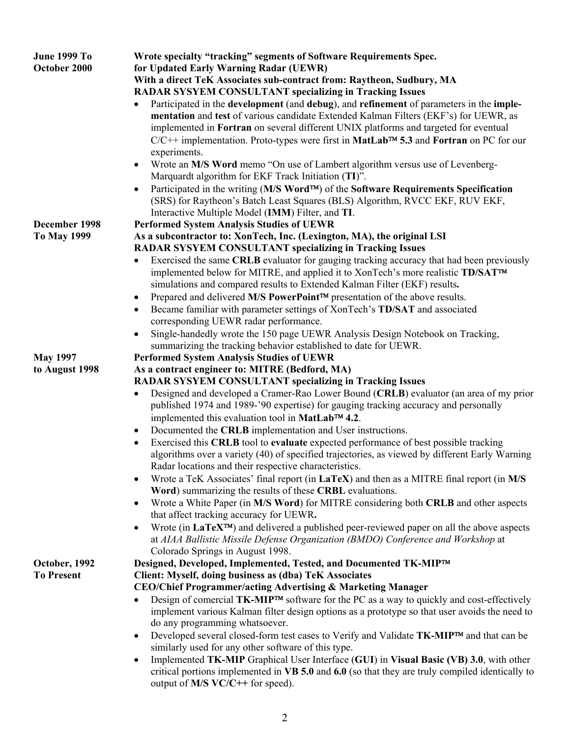**June 1999 To October 2000**

**Wrote specialty "tracking" segments of Software Requirements Spec. for Updated Early Warning Radar (UEWR)**
**With a direct TeK Associates sub-contract from: Raytheon, Sudbury, MA**
**RADAR SYSYEM CONSULTANT specializing in Tracking Issues**

- Participated in the **development** (and **debug**), and **refinement** of parameters in the **implementation** and **test** of various candidate Extended Kalman Filters (EKF's) for UEWR, as implemented in **Fortran** on several different UNIX platforms and targeted for eventual C/C++ implementation. Proto-types were first in **MatLab™ 5.3** and **Fortran** on PC for our experiments.
- Wrote an **M/S Word** memo "On use of Lambert algorithm versus use of Levenberg-Marquardt algorithm for EKF Track Initiation (**TI**)".
- Participated in the writing (**M/S Word™**) of the **Software Requirements Specification** (SRS) for Raytheon's Batch Least Squares (BLS) Algorithm, RVCC EKF, RUV EKF, Interactive Multiple Model (**IMM**) Filter, and **TI**.

**December 1998 To May 1999**

**Performed System Analysis Studies of UEWR**
**As a subcontractor to: XonTech, Inc. (Lexington, MA), the original LSI**
**RADAR SYSYEM CONSULTANT specializing in Tracking Issues**

- Exercised the same **CRLB** evaluator for gauging tracking accuracy that had been previously implemented below for MITRE, and applied it to XonTech's more realistic **TD/SAT™** simulations and compared results to Extended Kalman Filter (EKF) results**.**
- Prepared and delivered **M/S PowerPoint™** presentation of the above results.
- Became familiar with parameter settings of XonTech's **TD/SAT** and associated corresponding UEWR radar performance.
- Single-handedly wrote the 150 page UEWR Analysis Design Notebook on Tracking, summarizing the tracking behavior established to date for UEWR.

**May 1997 to August 1998**

**Performed System Analysis Studies of UEWR**
**As a contract engineer to: MITRE (Bedford, MA)**
**RADAR SYSYEM CONSULTANT specializing in Tracking Issues**

- Designed and developed a Cramer-Rao Lower Bound (**CRLB**) evaluator (an area of my prior published 1974 and 1989-'90 expertise) for gauging tracking accuracy and personally implemented this evaluation tool in **MatLab™ 4.2**.
- Documented the **CRLB** implementation and User instructions.
- Exercised this **CRLB** tool to **evaluate** expected performance of best possible tracking algorithms over a variety (40) of specified trajectories, as viewed by different Early Warning Radar locations and their respective characteristics.
- Wrote a TeK Associates' final report (in **LaTeX**) and then as a MITRE final report (in **M/S Word**) summarizing the results of these **CRBL** evaluations.
- Wrote a White Paper (in **M/S Word**) for MITRE considering both **CRLB** and other aspects that affect tracking accuracy for UEWR**.**
- Wrote (in **LaTeX™**) and delivered a published peer-reviewed paper on all the above aspects at *AIAA Ballistic Missile Defense Organization (BMDO) Conference and Workshop* at Colorado Springs in August 1998.

**October, 1992 To Present**

**Designed, Developed, Implemented, Tested, and Documented TK-MIP™**
**Client: Myself, doing business as (dba) TeK Associates**
**CEO/Chief Programmer/acting Advertising & Marketing Manager**

- Design of comercial **TK-MIP™** software for the PC as a way to quickly and cost-effectively implement various Kalman filter design options as a prototype so that user avoids the need to do any programming whatsoever.
- Developed several closed-form test cases to Verify and Validate **TK-MIP™** and that can be similarly used for any other software of this type.
- Implemented **TK-MIP** Graphical User Interface (**GUI**) in **Visual Basic (VB) 3.0**, with other critical portions implemented in **VB 5.0** and **6.0** (so that they are truly compiled identically to output of **M/S VC/C++** for speed).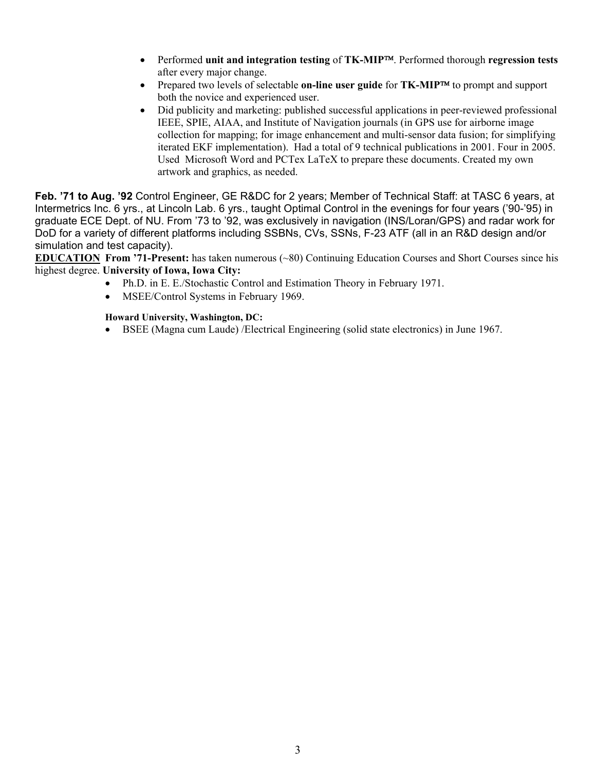- Performed **unit and integration testing** of **TK-MIP™**. Performed thorough **regression tests** after every major change.
- Prepared two levels of selectable **on-line user guide** for **TK-MIP™** to prompt and support both the novice and experienced user.
- Did publicity and marketing: published successful applications in peer-reviewed professional IEEE, SPIE, AIAA, and Institute of Navigation journals (in GPS use for airborne image collection for mapping; for image enhancement and multi-sensor data fusion; for simplifying iterated EKF implementation). Had a total of 9 technical publications in 2001. Four in 2005. Used Microsoft Word and PCTex LaTeX to prepare these documents. Created my own artwork and graphics, as needed.

**Feb. '71 to Aug. '92** Control Engineer, GE R&DC for 2 years; Member of Technical Staff: at TASC 6 years, at Intermetrics Inc. 6 yrs., at Lincoln Lab. 6 yrs., taught Optimal Control in the evenings for four years ('90-'95) in graduate ECE Dept. of NU. From '73 to '92, was exclusively in navigation (INS/Loran/GPS) and radar work for DoD for a variety of different platforms including SSBNs, CVs, SSNs, F-23 ATF (all in an R&D design and/or simulation and test capacity).

**EDUCATION** **From '71-Present:** has taken numerous (~80) Continuing Education Courses and Short Courses since his highest degree. **University of Iowa, Iowa City:**

- Ph.D. in E. E./Stochastic Control and Estimation Theory in February 1971.
- MSEE/Control Systems in February 1969.

**Howard University, Washington, DC:**

- BSEE (Magna cum Laude) /Electrical Engineering (solid state electronics) in June 1967.